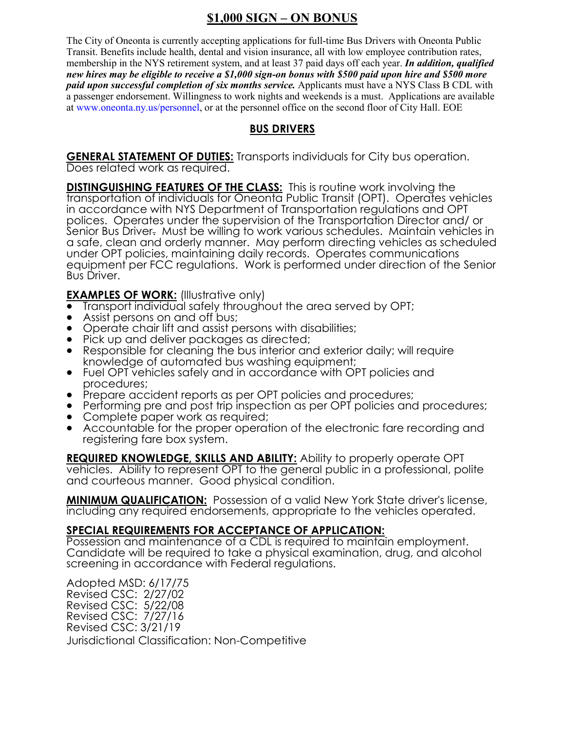# $1,000 SIGN – ON BONUS

The City of Oneonta is currently accepting applications for full-time Bus Drivers with Oneonta Public Transit. Benefits include health, dental and vision insurance, all with low employee contribution rates, membership in the NYS retirement system, and at least 37 paid days off each year. ***In addition, qualified new hires may be eligible to receive a $1,000 sign-on bonus with $500 paid upon hire and $500 more paid upon successful completion of six months service.*** Applicants must have a NYS Class B CDL with a passenger endorsement. Willingness to work nights and weekends is a must. Applications are available at www.oneonta.ny.us/personnel, or at the personnel office on the second floor of City Hall. EOE

## BUS DRIVERS

**GENERAL STATEMENT OF DUTIES:** Transports individuals for City bus operation. Does related work as required.

**DISTINGUISHING FEATURES OF THE CLASS:** This is routine work involving the transportation of individuals for Oneonta Public Transit (OPT). Operates vehicles in accordance with NYS Department of Transportation regulations and OPT polices. Operates under the supervision of the Transportation Director and/ or Senior Bus Driver. Must be willing to work various schedules. Maintain vehicles in a safe, clean and orderly manner. May perform directing vehicles as scheduled under OPT policies, maintaining daily records. Operates communications equipment per FCC regulations. Work is performed under direction of the Senior Bus Driver.

**EXAMPLES OF WORK:** (Illustrative only)

- Transport individual safely throughout the area served by OPT;
- Assist persons on and off bus;
- Operate chair lift and assist persons with disabilities;
- Pick up and deliver packages as directed;
- Responsible for cleaning the bus interior and exterior daily; will require knowledge of automated bus washing equipment;
- Fuel OPT vehicles safely and in accordance with OPT policies and procedures;
- Prepare accident reports as per OPT policies and procedures;
- Performing pre and post trip inspection as per OPT policies and procedures;
- Complete paper work as required;
- Accountable for the proper operation of the electronic fare recording and registering fare box system.

**REQUIRED KNOWLEDGE, SKILLS AND ABILITY:** Ability to properly operate OPT vehicles. Ability to represent OPT to the general public in a professional, polite and courteous manner. Good physical condition.

**MINIMUM QUALIFICATION:** Possession of a valid New York State driver's license, including any required endorsements, appropriate to the vehicles operated.

**SPECIAL REQUIREMENTS FOR ACCEPTANCE OF APPLICATION:**
Possession and maintenance of a CDL is required to maintain employment. Candidate will be required to take a physical examination, drug, and alcohol screening in accordance with Federal regulations.

Adopted MSD: 6/17/75
Revised CSC: 2/27/02
Revised CSC: 5/22/08
Revised CSC: 7/27/16
Revised CSC: 3/21/19
Jurisdictional Classification: Non-Competitive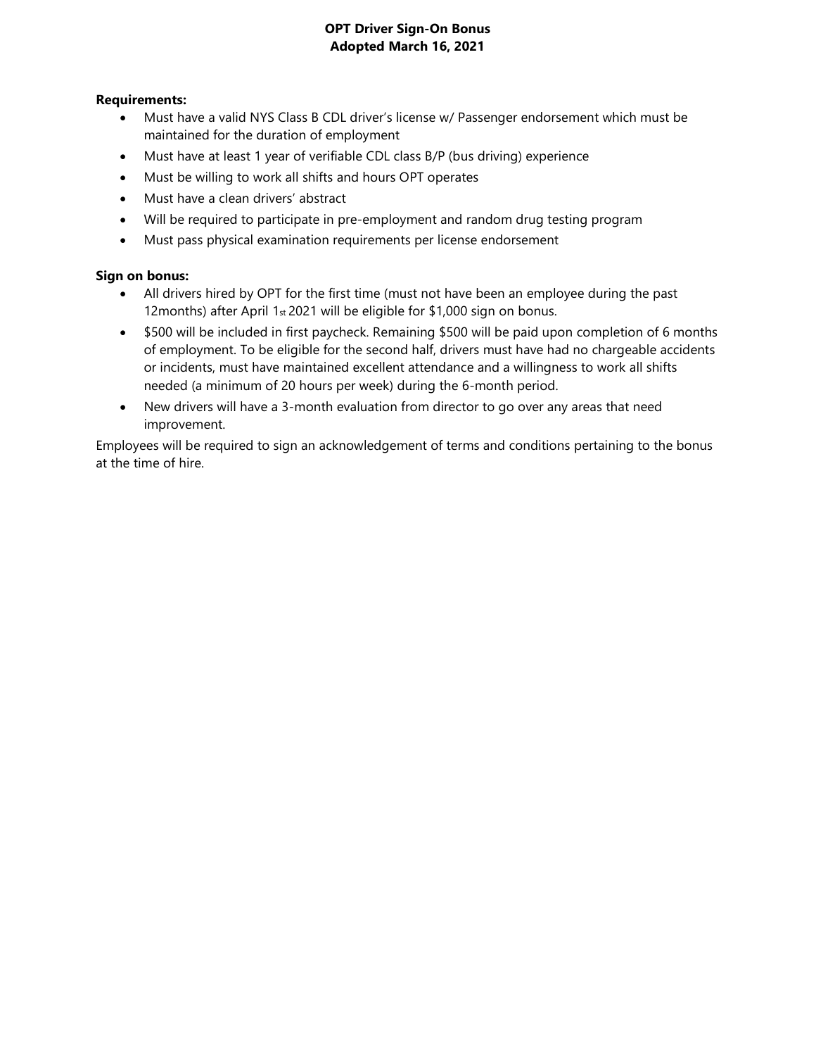# OPT Driver Sign-On Bonus
## Adopted March 16, 2021

**Requirements:**

- Must have a valid NYS Class B CDL driver's license w/ Passenger endorsement which must be maintained for the duration of employment
- Must have at least 1 year of verifiable CDL class B/P (bus driving) experience
- Must be willing to work all shifts and hours OPT operates
- Must have a clean drivers' abstract
- Will be required to participate in pre-employment and random drug testing program
- Must pass physical examination requirements per license endorsement

**Sign on bonus:**

- All drivers hired by OPT for the first time (must not have been an employee during the past 12months) after April 1st 2021 will be eligible for $1,000 sign on bonus.
- $500 will be included in first paycheck. Remaining $500 will be paid upon completion of 6 months of employment. To be eligible for the second half, drivers must have had no chargeable accidents or incidents, must have maintained excellent attendance and a willingness to work all shifts needed (a minimum of 20 hours per week) during the 6-month period.
- New drivers will have a 3-month evaluation from director to go over any areas that need improvement.

Employees will be required to sign an acknowledgement of terms and conditions pertaining to the bonus at the time of hire.